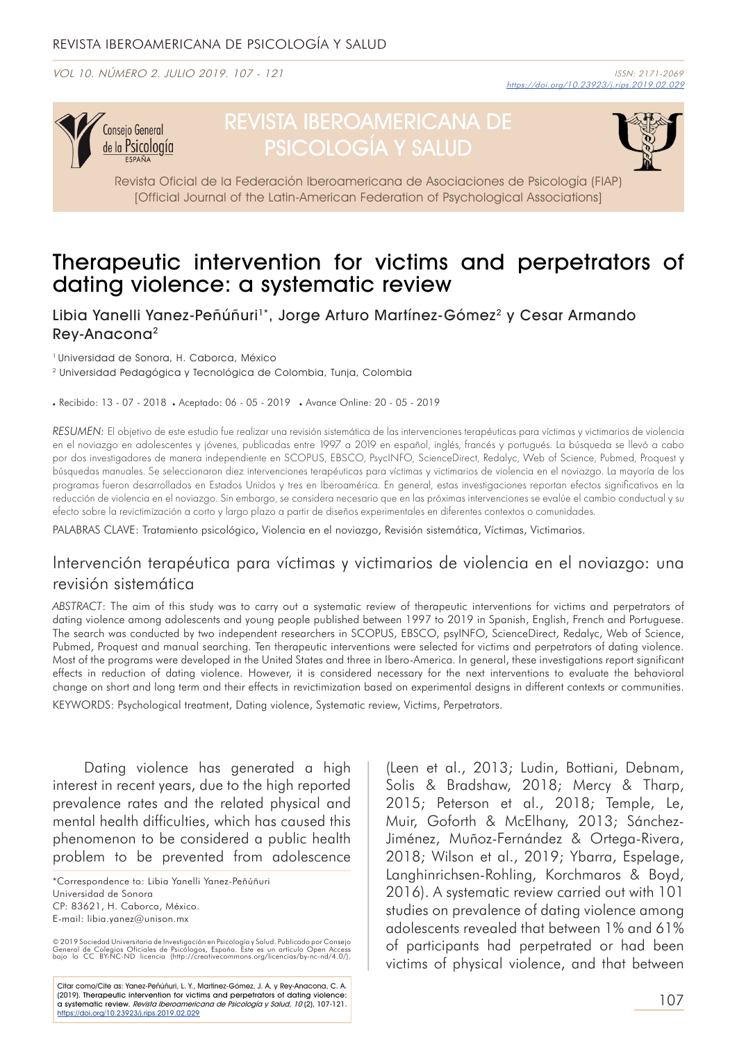# Therapeutic intervention for victims and perpetrators of dating violence: a systematic review

Libia Yanelli Yanez-Peñúñuri[1]*, Jorge Arturo Martínez-Gómez[2] y Cesar Armando Rey-Anacona[2]

[1] Universidad de Sonora, H. Caborca, México

[2] Universidad Pedagógica y Tecnológica de Colombia, Tunja, Colombia

• Recibido: 13 - 07 - 2018 • Aceptado: 06 - 05 - 2019 • Avance Online: 20 - 05 - 2019

*RESUMEN:* El objetivo de este estudio fue realizar una revisión sistemática de las intervenciones terapéuticas para víctimas y victimarios de violencia en el noviazgo en adolescentes y jóvenes, publicadas entre 1997 a 2019 en español, inglés, francés y portugués. La búsqueda se llevó a cabo por dos investigadores de manera independiente en SCOPUS, EBSCO, PsycINFO, ScienceDirect, Redalyc, Web of Science, Pubmed, Proquest y búsquedas manuales. Se seleccionaron diez intervenciones terapéuticas para víctimas y victimarios de violencia en el noviazgo. La mayoría de los programas fueron desarrollados en Estados Unidos y tres en Iberoamérica. En general, estas investigaciones reportan efectos significativos en la reducción de violencia en el noviazgo. Sin embargo, se considera necesario que en las próximas intervenciones se evalúe el cambio conductual y su efecto sobre la revictimización a corto y largo plazo a partir de diseños experimentales en diferentes contextos o comunidades.

PALABRAS CLAVE: Tratamiento psicológico, Violencia en el noviazgo, Revisión sistemática, Víctimas, Victimarios.

## Intervención terapéutica para víctimas y victimarios de violencia en el noviazgo: una revisión sistemática

*ABSTRACT*: The aim of this study was to carry out a systematic review of therapeutic interventions for victims and perpetrators of dating violence among adolescents and young people published between 1997 to 2019 in Spanish, English, French and Portuguese. The search was conducted by two independent researchers in SCOPUS, EBSCO, psyINFO, ScienceDirect, Redalyc, Web of Science, Pubmed, Proquest and manual searching. Ten therapeutic interventions were selected for victims and perpetrators of dating violence. Most of the programs were developed in the United States and three in Ibero-America. In general, these investigations report significant effects in reduction of dating violence. However, it is considered necessary for the next interventions to evaluate the behavioral change on short and long term and their effects in revictimization based on experimental designs in different contexts or communities.

KEYWORDS: Psychological treatment, Dating violence, Systematic review, Victims, Perpetrators.

Dating violence has generated a high interest in recent years, due to the high reported prevalence rates and the related physical and mental health difficulties, which has caused this phenomenon to be considered a public health problem to be prevented from adolescence (Leen et al., 2013; Ludin, Bottiani, Debnam, Solis & Bradshaw, 2018; Mercy & Tharp, 2015; Peterson et al., 2018; Temple, Le, Muir, Goforth & McElhany, 2013; Sánchez-Jiménez, Muñoz-Fernández & Ortega-Rivera, 2018; Wilson et al., 2019; Ybarra, Espelage, Langhinrichsen-Rohling, Korchmaros & Boyd, 2016). A systematic review carried out with 101 studies on prevalence of dating violence among adolescents revealed that between 1% and 61% of participants had perpetrated or had been victims of physical violence, and that between

*Correspondence to: Libia Yanelli Yanez-Peñúñuri
Universidad de Sonora
CP: 83621, H. Caborca, México.
E-mail: libia.yanez@unison.mx

© 2019 Sociedad Universitaria de Investigación en Psicología y Salud. Publicado por Consejo General de Colegios Oficiales de Psicólogos, España. Este es un artículo Open Access bajo la CC BY-NC-ND licencia (http://creativecommons.org/licencias/by-nc-nd/4.0/).

Citar como/Cite as: Yanez-Peñúñuri, L. Y., Martínez-Gómez, J. A. y Rey-Anacona, C. A. (2019). Therapeutic intervention for victims and perpetrators of dating violence: a systematic review. *Revista Iberoamericana de Psicología y Salud, 10*(2), 107-121. https://doi.org/10.23923/j.rips.2019.02.029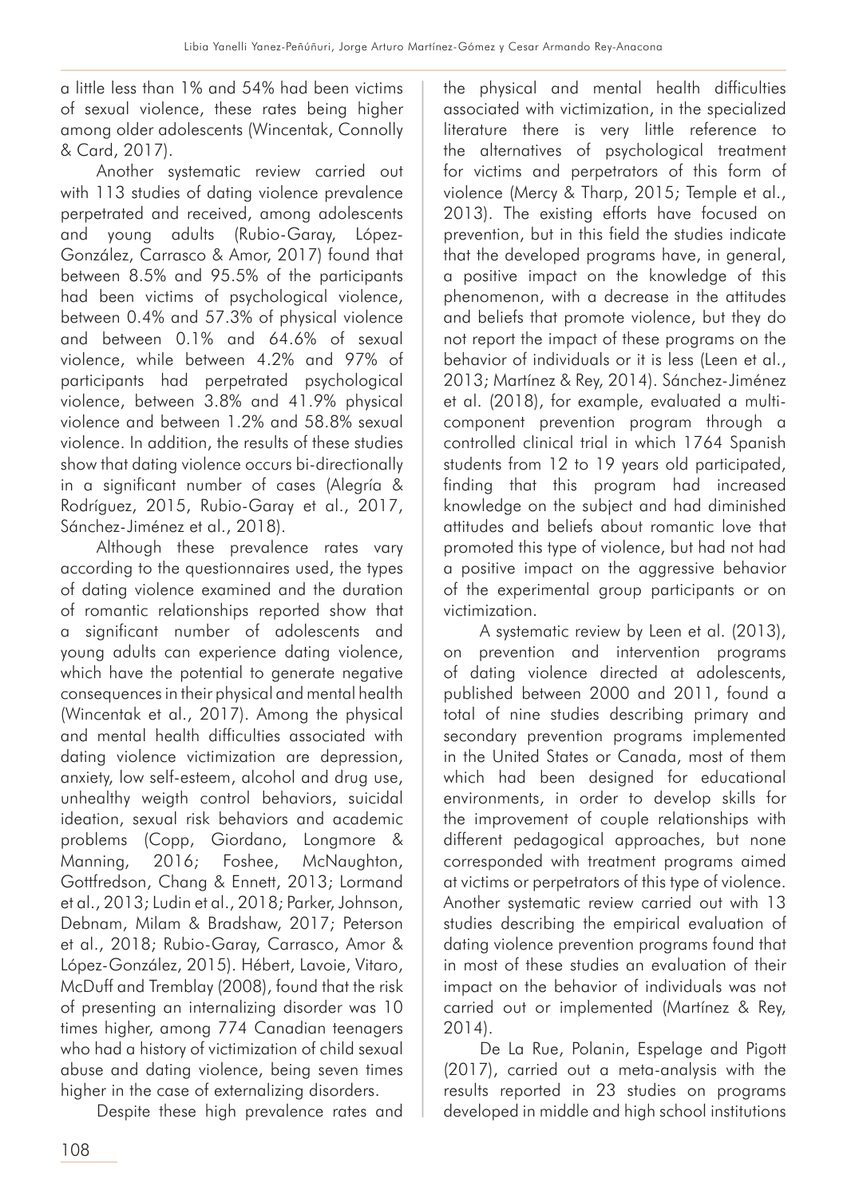a little less than 1% and 54% had been victims of sexual violence, these rates being higher among older adolescents (Wincentak, Connolly & Card, 2017).

Another systematic review carried out with 113 studies of dating violence prevalence perpetrated and received, among adolescents and young adults (Rubio-Garay, López-González, Carrasco & Amor, 2017) found that between 8.5% and 95.5% of the participants had been victims of psychological violence, between 0.4% and 57.3% of physical violence and between 0.1% and 64.6% of sexual violence, while between 4.2% and 97% of participants had perpetrated psychological violence, between 3.8% and 41.9% physical violence and between 1.2% and 58.8% sexual violence. In addition, the results of these studies show that dating violence occurs bi-directionally in a significant number of cases (Alegría & Rodríguez, 2015, Rubio-Garay et al., 2017, Sánchez-Jiménez et al., 2018).

Although these prevalence rates vary according to the questionnaires used, the types of dating violence examined and the duration of romantic relationships reported show that a significant number of adolescents and young adults can experience dating violence, which have the potential to generate negative consequences in their physical and mental health (Wincentak et al., 2017). Among the physical and mental health difficulties associated with dating violence victimization are depression, anxiety, low self-esteem, alcohol and drug use, unhealthy weigth control behaviors, suicidal ideation, sexual risk behaviors and academic problems (Copp, Giordano, Longmore & Manning, 2016; Foshee, McNaughton, Gottfredson, Chang & Ennett, 2013; Lormand et al., 2013; Ludin et al., 2018; Parker, Johnson, Debnam, Milam & Bradshaw, 2017; Peterson et al., 2018; Rubio-Garay, Carrasco, Amor & López-González, 2015). Hébert, Lavoie, Vitaro, McDuff and Tremblay (2008), found that the risk of presenting an internalizing disorder was 10 times higher, among 774 Canadian teenagers who had a history of victimization of child sexual abuse and dating violence, being seven times higher in the case of externalizing disorders.

Despite these high prevalence rates and the physical and mental health difficulties associated with victimization, in the specialized literature there is very little reference to the alternatives of psychological treatment for victims and perpetrators of this form of violence (Mercy & Tharp, 2015; Temple et al., 2013). The existing efforts have focused on prevention, but in this field the studies indicate that the developed programs have, in general, a positive impact on the knowledge of this phenomenon, with a decrease in the attitudes and beliefs that promote violence, but they do not report the impact of these programs on the behavior of individuals or it is less (Leen et al., 2013; Martínez & Rey, 2014). Sánchez-Jiménez et al. (2018), for example, evaluated a multi-component prevention program through a controlled clinical trial in which 1764 Spanish students from 12 to 19 years old participated, finding that this program had increased knowledge on the subject and had diminished attitudes and beliefs about romantic love that promoted this type of violence, but had not had a positive impact on the aggressive behavior of the experimental group participants or on victimization.

A systematic review by Leen et al. (2013), on prevention and intervention programs of dating violence directed at adolescents, published between 2000 and 2011, found a total of nine studies describing primary and secondary prevention programs implemented in the United States or Canada, most of them which had been designed for educational environments, in order to develop skills for the improvement of couple relationships with different pedagogical approaches, but none corresponded with treatment programs aimed at victims or perpetrators of this type of violence. Another systematic review carried out with 13 studies describing the empirical evaluation of dating violence prevention programs found that in most of these studies an evaluation of their impact on the behavior of individuals was not carried out or implemented (Martínez & Rey, 2014).

De La Rue, Polanin, Espelage and Pigott (2017), carried out a meta-analysis with the results reported in 23 studies on programs developed in middle and high school institutions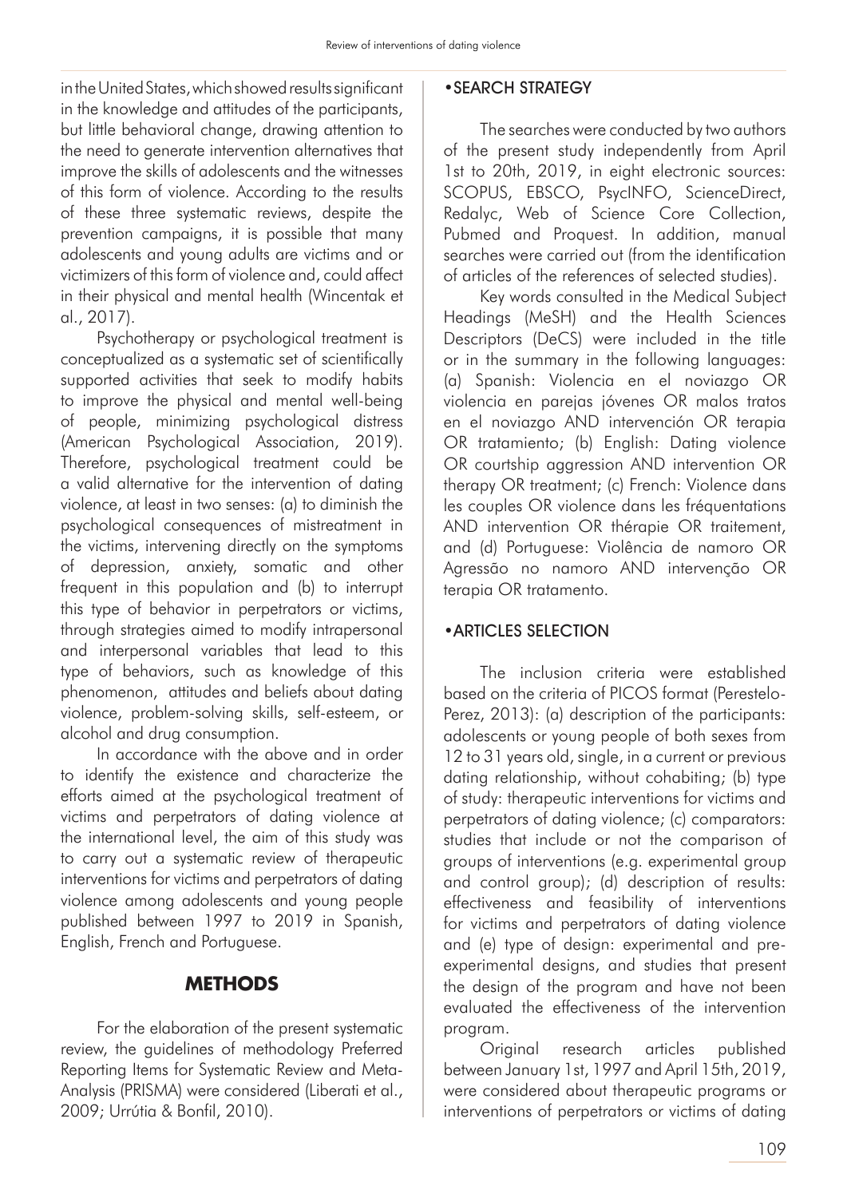in the United States, which showed results significant in the knowledge and attitudes of the participants, but little behavioral change, drawing attention to the need to generate intervention alternatives that improve the skills of adolescents and the witnesses of this form of violence. According to the results of these three systematic reviews, despite the prevention campaigns, it is possible that many adolescents and young adults are victims and or victimizers of this form of violence and, could affect in their physical and mental health (Wincentak et al., 2017).

Psychotherapy or psychological treatment is conceptualized as a systematic set of scientifically supported activities that seek to modify habits to improve the physical and mental well-being of people, minimizing psychological distress (American Psychological Association, 2019). Therefore, psychological treatment could be a valid alternative for the intervention of dating violence, at least in two senses: (a) to diminish the psychological consequences of mistreatment in the victims, intervening directly on the symptoms of depression, anxiety, somatic and other frequent in this population and (b) to interrupt this type of behavior in perpetrators or victims, through strategies aimed to modify intrapersonal and interpersonal variables that lead to this type of behaviors, such as knowledge of this phenomenon, attitudes and beliefs about dating violence, problem-solving skills, self-esteem, or alcohol and drug consumption.

In accordance with the above and in order to identify the existence and characterize the efforts aimed at the psychological treatment of victims and perpetrators of dating violence at the international level, the aim of this study was to carry out a systematic review of therapeutic interventions for victims and perpetrators of dating violence among adolescents and young people published between 1997 to 2019 in Spanish, English, French and Portuguese.

## METHODS

For the elaboration of the present systematic review, the guidelines of methodology Preferred Reporting Items for Systematic Review and Meta-Analysis (PRISMA) were considered (Liberati et al., 2009; Urrútia & Bonfil, 2010).

### •SEARCH STRATEGY

The searches were conducted by two authors of the present study independently from April 1st to 20th, 2019, in eight electronic sources: SCOPUS, EBSCO, PsycINFO, ScienceDirect, Redalyc, Web of Science Core Collection, Pubmed and Proquest. In addition, manual searches were carried out (from the identification of articles of the references of selected studies).

Key words consulted in the Medical Subject Headings (MeSH) and the Health Sciences Descriptors (DeCS) were included in the title or in the summary in the following languages: (a) Spanish: Violencia en el noviazgo OR violencia en parejas jóvenes OR malos tratos en el noviazgo AND intervención OR terapia OR tratamiento; (b) English: Dating violence OR courtship aggression AND intervention OR therapy OR treatment; (c) French: Violence dans les couples OR violence dans les fréquentations AND intervention OR thérapie OR traitement, and (d) Portuguese: Violência de namoro OR Agressão no namoro AND intervenção OR terapia OR tratamento.

### •ARTICLES SELECTION

The inclusion criteria were established based on the criteria of PICOS format (Perestelo-Perez, 2013): (a) description of the participants: adolescents or young people of both sexes from 12 to 31 years old, single, in a current or previous dating relationship, without cohabiting; (b) type of study: therapeutic interventions for victims and perpetrators of dating violence; (c) comparators: studies that include or not the comparison of groups of interventions (e.g. experimental group and control group); (d) description of results: effectiveness and feasibility of interventions for victims and perpetrators of dating violence and (e) type of design: experimental and pre-experimental designs, and studies that present the design of the program and have not been evaluated the effectiveness of the intervention program.

Original research articles published between January 1st, 1997 and April 15th, 2019, were considered about therapeutic programs or interventions of perpetrators or victims of dating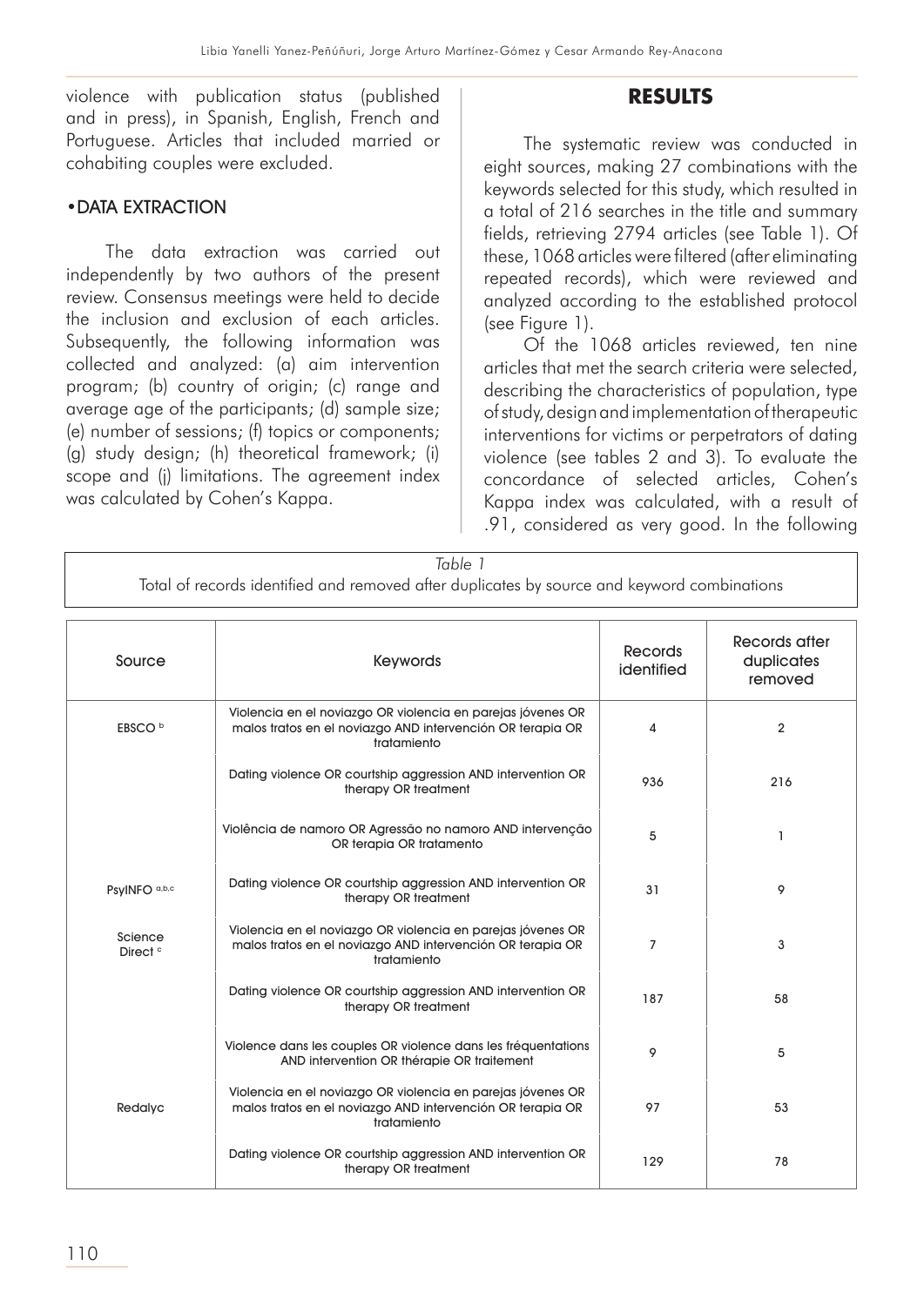violence with publication status (published and in press), in Spanish, English, French and Portuguese. Articles that included married or cohabiting couples were excluded.

### •DATA EXTRACTION

The data extraction was carried out independently by two authors of the present review. Consensus meetings were held to decide the inclusion and exclusion of each articles. Subsequently, the following information was collected and analyzed: (a) aim intervention program; (b) country of origin; (c) range and average age of the participants; (d) sample size; (e) number of sessions; (f) topics or components; (g) study design; (h) theoretical framework; (i) scope and (j) limitations. The agreement index was calculated by Cohen's Kappa.

## RESULTS

The systematic review was conducted in eight sources, making 27 combinations with the keywords selected for this study, which resulted in a total of 216 searches in the title and summary fields, retrieving 2794 articles (see Table 1). Of these, 1068 articles were filtered (after eliminating repeated records), which were reviewed and analyzed according to the established protocol (see Figure 1).

Of the 1068 articles reviewed, ten nine articles that met the search criteria were selected, describing the characteristics of population, type of study, design and implementation of therapeutic interventions for victims or perpetrators of dating violence (see tables 2 and 3). To evaluate the concordance of selected articles, Cohen's Kappa index was calculated, with a result of .91, considered as very good. In the following

*Table 1*
Total of records identified and removed after duplicates by source and keyword combinations

| Source | Keywords | Records identified | Records after duplicates removed |
|---|---|---|---|
| EBSCO [b] | Violencia en el noviazgo OR violencia en parejas jóvenes OR malos tratos en el noviazgo AND intervención OR terapia OR tratamiento | 4 | 2 |
| | Dating violence OR courtship aggression AND intervention OR therapy OR treatment | 936 | 216 |
| | Violência de namoro OR Agressão no namoro AND intervenção OR terapia OR tratamento | 5 | 1 |
| PsyINFO [a,b,c] | Dating violence OR courtship aggression AND intervention OR therapy OR treatment | 31 | 9 |
| Science Direct [c] | Violencia en el noviazgo OR violencia en parejas jóvenes OR malos tratos en el noviazgo AND intervención OR terapia OR tratamiento | 7 | 3 |
| | Dating violence OR courtship aggression AND intervention OR therapy OR treatment | 187 | 58 |
| | Violence dans les couples OR violence dans les fréquentations AND intervention OR thérapie OR traitement | 9 | 5 |
| Redalyc | Violencia en el noviazgo OR violencia en parejas jóvenes OR malos tratos en el noviazgo AND intervención OR terapia OR tratamiento | 97 | 53 |
| | Dating violence OR courtship aggression AND intervention OR therapy OR treatment | 129 | 78 |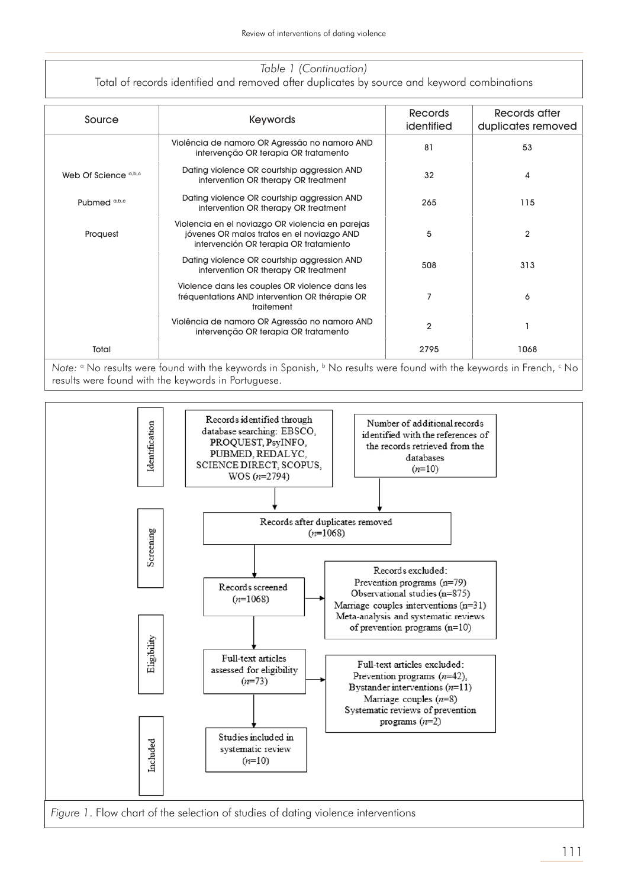*Table 1 (Continuation)*
Total of records identified and removed after duplicates by source and keyword combinations

| Source | Keywords | Records identified | Records after duplicates removed |
|---|---|---|---|
| | Violência de namoro OR Agressão no namoro AND intervenção OR terapia OR tratamento | 81 | 53 |
| Web Of Science [a,b,c] | Dating violence OR courtship aggression AND intervention OR therapy OR treatment | 32 | 4 |
| Pubmed [a,b,c] | Dating violence OR courtship aggression AND intervention OR therapy OR treatment | 265 | 115 |
| Proquest | Violencia en el noviazgo OR violencia en parejas jóvenes OR malos tratos en el noviazgo AND intervención OR terapia OR tratamiento | 5 | 2 |
| | Dating violence OR courtship aggression AND intervention OR therapy OR treatment | 508 | 313 |
| | Violence dans les couples OR violence dans les fréquentations AND intervention OR thérapie OR traitement | 7 | 6 |
| | Violência de namoro OR Agressão no namoro AND intervenção OR terapia OR tratamento | 2 | 1 |
| Total | | 2795 | 1068 |

*Note:* [a] No results were found with the keywords in Spanish, [b] No results were found with the keywords in French, [c] No results were found with the keywords in Portuguese.

Identification

Records identified through database searching: EBSCO, PROQUEST, PsyINFO, PUBMED, REDALYC, SCIENCE DIRECT, SCOPUS, WOS (*n*=2794)

Number of additional records identified with the references of the records retrieved from the databases (*n*=10)

Screening

Records after duplicates removed (*n*=1068)

Records screened (*n*=1068)

Records excluded: Prevention programs (n=79) Observational studies (n=875) Marriage couples interventions (n=31) Meta-analysis and systematic reviews of prevention programs (n=10)

Eligibility

Full-text articles assessed for eligibility (*n*=73)

Full-text articles excluded: Prevention programs (*n*=42), Bystander interventions (*n*=11) Marriage couples (*n*=8) Systematic reviews of prevention programs (*n*=2)

Included

Studies included in systematic review (*n*=10)

*Figure 1*. Flow chart of the selection of studies of dating violence interventions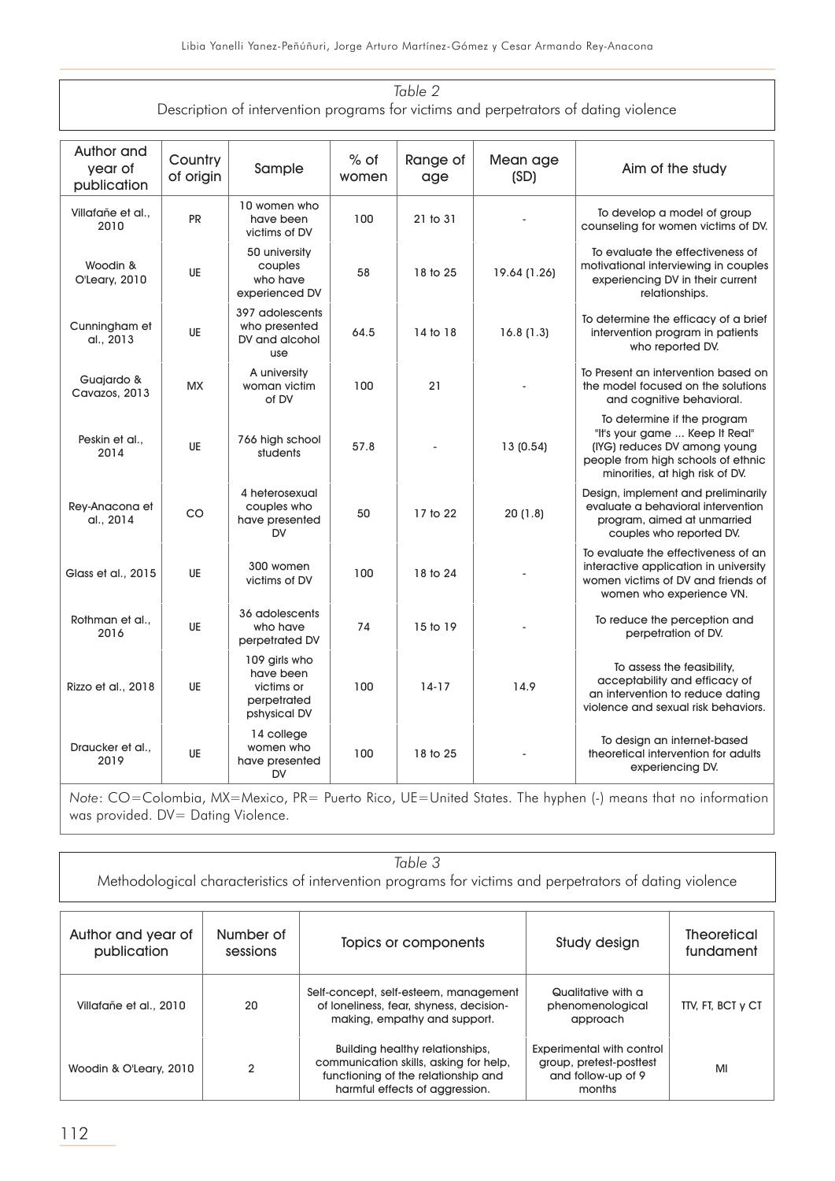*Table 2*
Description of intervention programs for victims and perpetrators of dating violence

| Author and year of publication | Country of origin | Sample | % of women | Range of age | Mean age (SD) | Aim of the study |
|---|---|---|---|---|---|---|
| Villafañe et al., 2010 | PR | 10 women who have been victims of DV | 100 | 21 to 31 | - | To develop a model of group counseling for women victims of DV. |
| Woodin & O'Leary, 2010 | UE | 50 university couples who have experienced DV | 58 | 18 to 25 | 19.64 (1.26) | To evaluate the effectiveness of motivational interviewing in couples experiencing DV in their current relationships. |
| Cunningham et al., 2013 | UE | 397 adolescents who presented DV and alcohol use | 64.5 | 14 to 18 | 16.8 (1.3) | To determine the efficacy of a brief intervention program in patients who reported DV. |
| Guajardo & Cavazos, 2013 | MX | A university woman victim of DV | 100 | 21 | - | To Present an intervention based on the model focused on the solutions and cognitive behavioral. |
| Peskin et al., 2014 | UE | 766 high school students | 57.8 | - | 13 (0.54) | To determine if the program "It's your game ... Keep It Real" (IYG) reduces DV among young people from high schools of ethnic minorities, at high risk of DV. |
| Rey-Anacona et al., 2014 | CO | 4 heterosexual couples who have presented DV | 50 | 17 to 22 | 20 (1.8) | Design, implement and preliminarily evaluate a behavioral intervention program, aimed at unmarried couples who reported DV. |
| Glass et al., 2015 | UE | 300 women victims of DV | 100 | 18 to 24 | - | To evaluate the effectiveness of an interactive application in university women victims of DV and friends of women who experience VN. |
| Rothman et al., 2016 | UE | 36 adolescents who have perpetrated DV | 74 | 15 to 19 | - | To reduce the perception and perpetration of DV. |
| Rizzo et al., 2018 | UE | 109 girls who have been victims or perpetrated pshysical DV | 100 | 14-17 | 14.9 | To assess the feasibility, acceptability and efficacy of an intervention to reduce dating violence and sexual risk behaviors. |
| Draucker et al., 2019 | UE | 14 college women who have presented DV | 100 | 18 to 25 | - | To design an internet-based theoretical intervention for adults experiencing DV. |

*Note*: CO=Colombia, MX=Mexico, PR= Puerto Rico, UE=United States. The hyphen (-) means that no information was provided. DV= Dating Violence.

*Table 3*
Methodological characteristics of intervention programs for victims and perpetrators of dating violence

| Author and year of publication | Number of sessions | Topics or components | Study design | Theoretical fundament |
|---|---|---|---|---|
| Villafañe et al., 2010 | 20 | Self-concept, self-esteem, management of loneliness, fear, shyness, decision-making, empathy and support. | Qualitative with a phenomenological approach | TTV, FT, BCT y CT |
| Woodin & O'Leary, 2010 | 2 | Building healthy relationships, communication skills, asking for help, functioning of the relationship and harmful effects of aggression. | Experimental with control group, pretest-posttest and follow-up of 9 months | MI |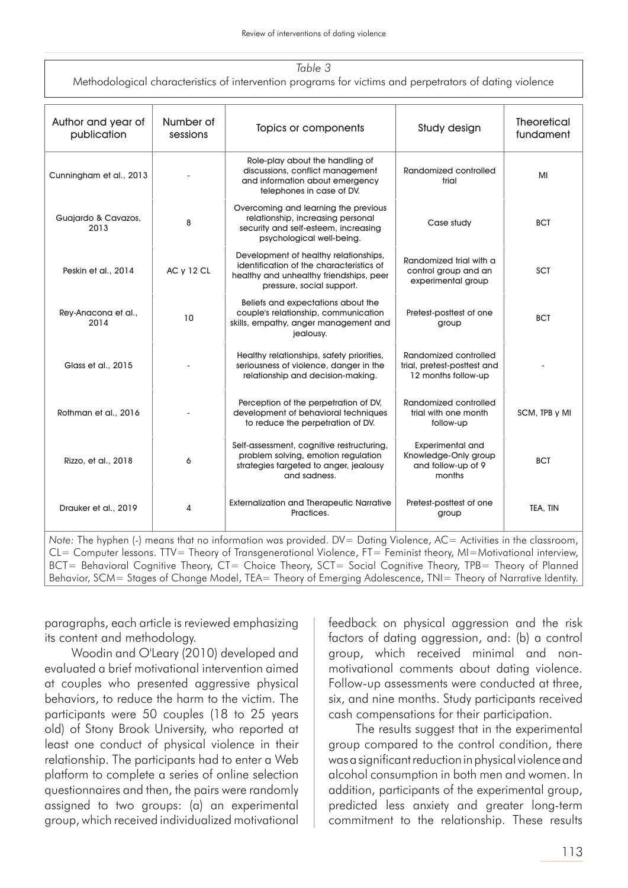*Table 3*
Methodological characteristics of intervention programs for victims and perpetrators of dating violence

| Author and year of publication | Number of sessions | Topics or components | Study design | Theoretical fundament |
|---|---|---|---|---|
| Cunningham et al., 2013 | - | Role-play about the handling of discussions, conflict management and information about emergency telephones in case of DV. | Randomized controlled trial | MI |
| Guajardo & Cavazos, 2013 | 8 | Overcoming and learning the previous relationship, increasing personal security and self-esteem, increasing psychological well-being. | Case study | BCT |
| Peskin et al., 2014 | AC y 12 CL | Development of healthy relationships, identification of the characteristics of healthy and unhealthy friendships, peer pressure, social support. | Randomized trial with a control group and an experimental group | SCT |
| Rey-Anacona et al., 2014 | 10 | Beliefs and expectations about the couple's relationship, communication skills, empathy, anger management and jealousy. | Pretest-posttest of one group | BCT |
| Glass et al., 2015 | - | Healthy relationships, safety priorities, seriousness of violence, danger in the relationship and decision-making. | Randomized controlled trial, pretest-posttest and 12 months follow-up | - |
| Rothman et al., 2016 | - | Perception of the perpetration of DV, development of behavioral techniques to reduce the perpetration of DV. | Randomized controlled trial with one month follow-up | SCM, TPB y MI |
| Rizzo, et al., 2018 | 6 | Self-assessment, cognitive restructuring, problem solving, emotion regulation strategies targeted to anger, jealousy and sadness. | Experimental and Knowledge-Only group and follow-up of 9 months | BCT |
| Drauker et al., 2019 | 4 | Externalization and Therapeutic Narrative Practices. | Pretest-posttest of one group | TEA, TIN |

*Note:* The hyphen (-) means that no information was provided. DV= Dating Violence, AC= Activities in the classroom, CL= Computer lessons. TTV= Theory of Transgenerational Violence, FT= Feminist theory, MI=Motivational interview, BCT= Behavioral Cognitive Theory, CT= Choice Theory, SCT= Social Cognitive Theory, TPB= Theory of Planned Behavior, SCM= Stages of Change Model, TEA= Theory of Emerging Adolescence, TNI= Theory of Narrative Identity.

paragraphs, each article is reviewed emphasizing its content and methodology.

Woodin and O'Leary (2010) developed and evaluated a brief motivational intervention aimed at couples who presented aggressive physical behaviors, to reduce the harm to the victim. The participants were 50 couples (18 to 25 years old) of Stony Brook University, who reported at least one conduct of physical violence in their relationship. The participants had to enter a Web platform to complete a series of online selection questionnaires and then, the pairs were randomly assigned to two groups: (a) an experimental group, which received individualized motivational feedback on physical aggression and the risk factors of dating aggression, and: (b) a control group, which received minimal and non-motivational comments about dating violence. Follow-up assessments were conducted at three, six, and nine months. Study participants received cash compensations for their participation.

The results suggest that in the experimental group compared to the control condition, there was a significant reduction in physical violence and alcohol consumption in both men and women. In addition, participants of the experimental group, predicted less anxiety and greater long-term commitment to the relationship. These results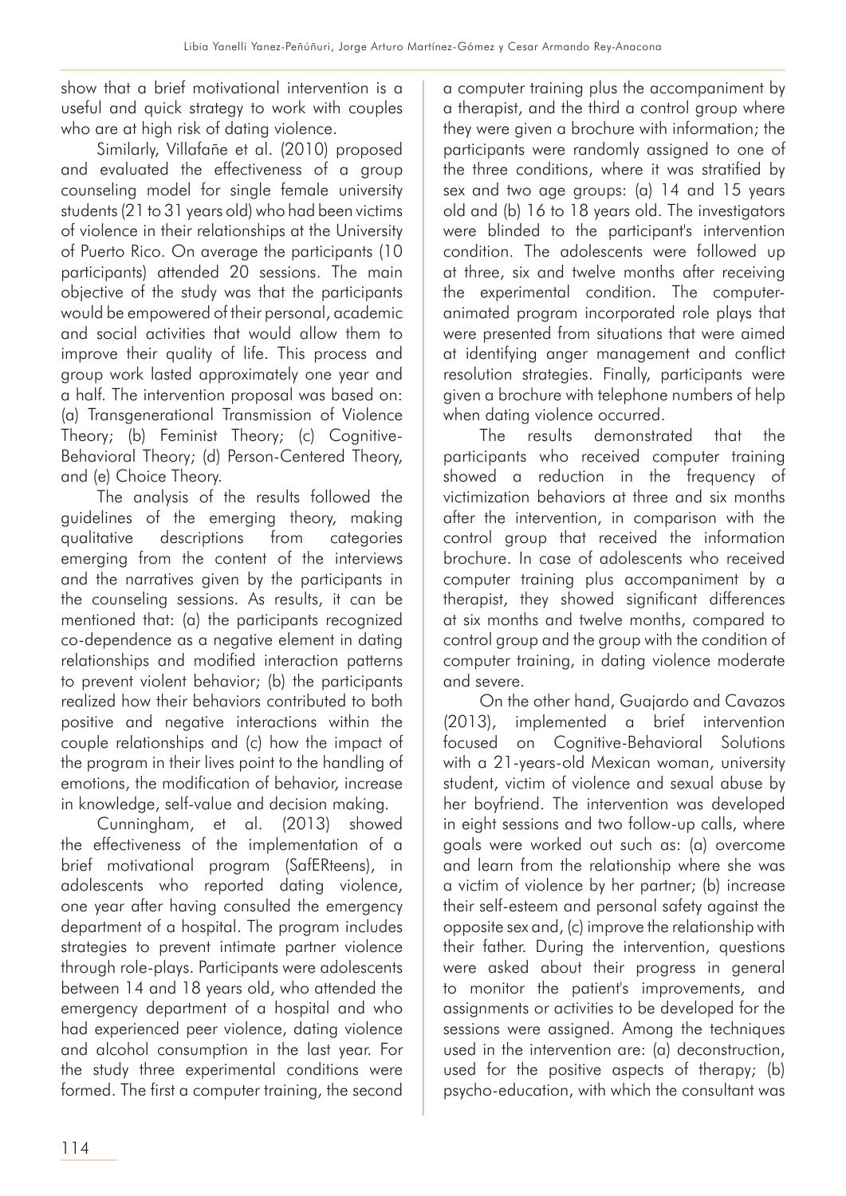show that a brief motivational intervention is a useful and quick strategy to work with couples who are at high risk of dating violence.

Similarly, Villafañe et al. (2010) proposed and evaluated the effectiveness of a group counseling model for single female university students (21 to 31 years old) who had been victims of violence in their relationships at the University of Puerto Rico. On average the participants (10 participants) attended 20 sessions. The main objective of the study was that the participants would be empowered of their personal, academic and social activities that would allow them to improve their quality of life. This process and group work lasted approximately one year and a half. The intervention proposal was based on: (a) Transgenerational Transmission of Violence Theory; (b) Feminist Theory; (c) Cognitive-Behavioral Theory; (d) Person-Centered Theory, and (e) Choice Theory.

The analysis of the results followed the guidelines of the emerging theory, making qualitative descriptions from categories emerging from the content of the interviews and the narratives given by the participants in the counseling sessions. As results, it can be mentioned that: (a) the participants recognized co-dependence as a negative element in dating relationships and modified interaction patterns to prevent violent behavior; (b) the participants realized how their behaviors contributed to both positive and negative interactions within the couple relationships and (c) how the impact of the program in their lives point to the handling of emotions, the modification of behavior, increase in knowledge, self-value and decision making.

Cunningham, et al. (2013) showed the effectiveness of the implementation of a brief motivational program (SafERteens), in adolescents who reported dating violence, one year after having consulted the emergency department of a hospital. The program includes strategies to prevent intimate partner violence through role-plays. Participants were adolescents between 14 and 18 years old, who attended the emergency department of a hospital and who had experienced peer violence, dating violence and alcohol consumption in the last year. For the study three experimental conditions were formed. The first a computer training, the second a computer training plus the accompaniment by a therapist, and the third a control group where they were given a brochure with information; the participants were randomly assigned to one of the three conditions, where it was stratified by sex and two age groups: (a) 14 and 15 years old and (b) 16 to 18 years old. The investigators were blinded to the participant's intervention condition. The adolescents were followed up at three, six and twelve months after receiving the experimental condition. The computer-animated program incorporated role plays that were presented from situations that were aimed at identifying anger management and conflict resolution strategies. Finally, participants were given a brochure with telephone numbers of help when dating violence occurred.

The results demonstrated that the participants who received computer training showed a reduction in the frequency of victimization behaviors at three and six months after the intervention, in comparison with the control group that received the information brochure. In case of adolescents who received computer training plus accompaniment by a therapist, they showed significant differences at six months and twelve months, compared to control group and the group with the condition of computer training, in dating violence moderate and severe.

On the other hand, Guajardo and Cavazos (2013), implemented a brief intervention focused on Cognitive-Behavioral Solutions with a 21-years-old Mexican woman, university student, victim of violence and sexual abuse by her boyfriend. The intervention was developed in eight sessions and two follow-up calls, where goals were worked out such as: (a) overcome and learn from the relationship where she was a victim of violence by her partner; (b) increase their self-esteem and personal safety against the opposite sex and, (c) improve the relationship with their father. During the intervention, questions were asked about their progress in general to monitor the patient's improvements, and assignments or activities to be developed for the sessions were assigned. Among the techniques used in the intervention are: (a) deconstruction, used for the positive aspects of therapy; (b) psycho-education, with which the consultant was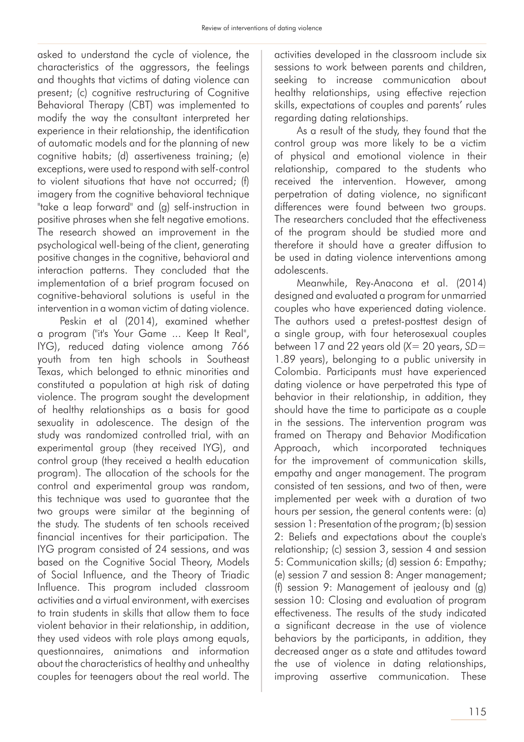asked to understand the cycle of violence, the characteristics of the aggressors, the feelings and thoughts that victims of dating violence can present; (c) cognitive restructuring of Cognitive Behavioral Therapy (CBT) was implemented to modify the way the consultant interpreted her experience in their relationship, the identification of automatic models and for the planning of new cognitive habits; (d) assertiveness training; (e) exceptions, were used to respond with self-control to violent situations that have not occurred; (f) imagery from the cognitive behavioral technique "take a leap forward" and (g) self-instruction in positive phrases when she felt negative emotions. The research showed an improvement in the psychological well-being of the client, generating positive changes in the cognitive, behavioral and interaction patterns. They concluded that the implementation of a brief program focused on cognitive-behavioral solutions is useful in the intervention in a woman victim of dating violence.

Peskin et al (2014), examined whether a program ("it's Your Game ... Keep It Real", IYG), reduced dating violence among 766 youth from ten high schools in Southeast Texas, which belonged to ethnic minorities and constituted a population at high risk of dating violence. The program sought the development of healthy relationships as a basis for good sexuality in adolescence. The design of the study was randomized controlled trial, with an experimental group (they received IYG), and control group (they received a health education program). The allocation of the schools for the control and experimental group was random, this technique was used to guarantee that the two groups were similar at the beginning of the study. The students of ten schools received financial incentives for their participation. The IYG program consisted of 24 sessions, and was based on the Cognitive Social Theory, Models of Social Influence, and the Theory of Triadic Influence. This program included classroom activities and a virtual environment, with exercises to train students in skills that allow them to face violent behavior in their relationship, in addition, they used videos with role plays among equals, questionnaires, animations and information about the characteristics of healthy and unhealthy couples for teenagers about the real world. The activities developed in the classroom include six sessions to work between parents and children, seeking to increase communication about healthy relationships, using effective rejection skills, expectations of couples and parents' rules regarding dating relationships.

As a result of the study, they found that the control group was more likely to be a victim of physical and emotional violence in their relationship, compared to the students who received the intervention. However, among perpetration of dating violence, no significant differences were found between two groups. The researchers concluded that the effectiveness of the program should be studied more and therefore it should have a greater diffusion to be used in dating violence interventions among adolescents.

Meanwhile, Rey-Anacona et al. (2014) designed and evaluated a program for unmarried couples who have experienced dating violence. The authors used a pretest-posttest design of a single group, with four heterosexual couples between 17 and 22 years old (*X*= 20 years, *SD*= 1.89 years), belonging to a public university in Colombia. Participants must have experienced dating violence or have perpetrated this type of behavior in their relationship, in addition, they should have the time to participate as a couple in the sessions. The intervention program was framed on Therapy and Behavior Modification Approach, which incorporated techniques for the improvement of communication skills, empathy and anger management. The program consisted of ten sessions, and two of then, were implemented per week with a duration of two hours per session, the general contents were: (a) session 1: Presentation of the program; (b) session 2: Beliefs and expectations about the couple's relationship; (c) session 3, session 4 and session 5: Communication skills; (d) session 6: Empathy; (e) session 7 and session 8: Anger management; (f) session 9: Management of jealousy and (g) session 10: Closing and evaluation of program effectiveness. The results of the study indicated a significant decrease in the use of violence behaviors by the participants, in addition, they decreased anger as a state and attitudes toward the use of violence in dating relationships, improving assertive communication. These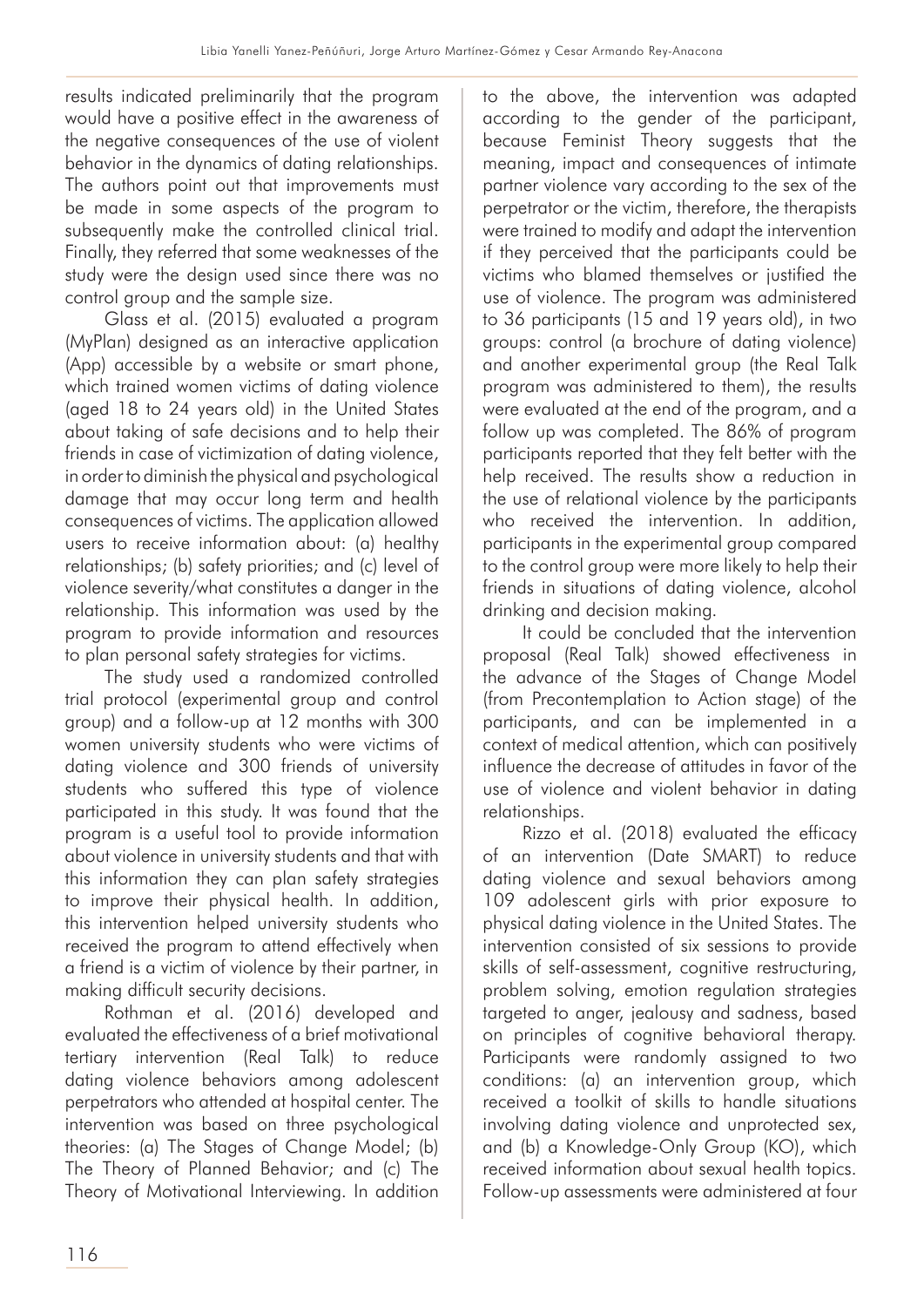results indicated preliminarily that the program would have a positive effect in the awareness of the negative consequences of the use of violent behavior in the dynamics of dating relationships. The authors point out that improvements must be made in some aspects of the program to subsequently make the controlled clinical trial. Finally, they referred that some weaknesses of the study were the design used since there was no control group and the sample size.

Glass et al. (2015) evaluated a program (MyPlan) designed as an interactive application (App) accessible by a website or smart phone, which trained women victims of dating violence (aged 18 to 24 years old) in the United States about taking of safe decisions and to help their friends in case of victimization of dating violence, in order to diminish the physical and psychological damage that may occur long term and health consequences of victims. The application allowed users to receive information about: (a) healthy relationships; (b) safety priorities; and (c) level of violence severity/what constitutes a danger in the relationship. This information was used by the program to provide information and resources to plan personal safety strategies for victims.

The study used a randomized controlled trial protocol (experimental group and control group) and a follow-up at 12 months with 300 women university students who were victims of dating violence and 300 friends of university students who suffered this type of violence participated in this study. It was found that the program is a useful tool to provide information about violence in university students and that with this information they can plan safety strategies to improve their physical health. In addition, this intervention helped university students who received the program to attend effectively when a friend is a victim of violence by their partner, in making difficult security decisions.

Rothman et al. (2016) developed and evaluated the effectiveness of a brief motivational tertiary intervention (Real Talk) to reduce dating violence behaviors among adolescent perpetrators who attended at hospital center. The intervention was based on three psychological theories: (a) The Stages of Change Model; (b) The Theory of Planned Behavior; and (c) The Theory of Motivational Interviewing. In addition to the above, the intervention was adapted according to the gender of the participant, because Feminist Theory suggests that the meaning, impact and consequences of intimate partner violence vary according to the sex of the perpetrator or the victim, therefore, the therapists were trained to modify and adapt the intervention if they perceived that the participants could be victims who blamed themselves or justified the use of violence. The program was administered to 36 participants (15 and 19 years old), in two groups: control (a brochure of dating violence) and another experimental group (the Real Talk program was administered to them), the results were evaluated at the end of the program, and a follow up was completed. The 86% of program participants reported that they felt better with the help received. The results show a reduction in the use of relational violence by the participants who received the intervention. In addition, participants in the experimental group compared to the control group were more likely to help their friends in situations of dating violence, alcohol drinking and decision making.

It could be concluded that the intervention proposal (Real Talk) showed effectiveness in the advance of the Stages of Change Model (from Precontemplation to Action stage) of the participants, and can be implemented in a context of medical attention, which can positively influence the decrease of attitudes in favor of the use of violence and violent behavior in dating relationships.

Rizzo et al. (2018) evaluated the efficacy of an intervention (Date SMART) to reduce dating violence and sexual behaviors among 109 adolescent girls with prior exposure to physical dating violence in the United States. The intervention consisted of six sessions to provide skills of self-assessment, cognitive restructuring, problem solving, emotion regulation strategies targeted to anger, jealousy and sadness, based on principles of cognitive behavioral therapy. Participants were randomly assigned to two conditions: (a) an intervention group, which received a toolkit of skills to handle situations involving dating violence and unprotected sex, and (b) a Knowledge-Only Group (KO), which received information about sexual health topics. Follow-up assessments were administered at four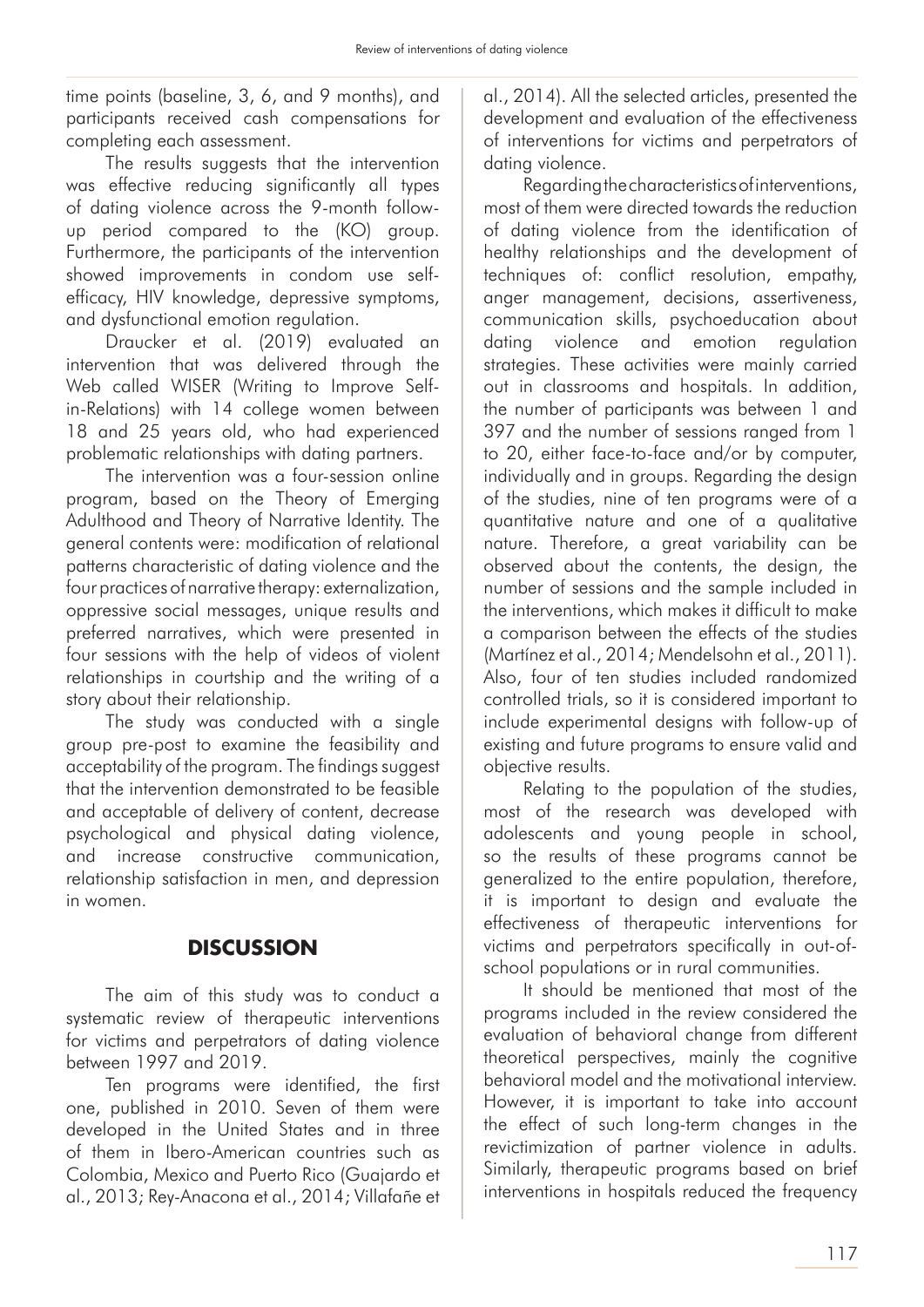time points (baseline, 3, 6, and 9 months), and participants received cash compensations for completing each assessment.

The results suggests that the intervention was effective reducing significantly all types of dating violence across the 9-month follow-up period compared to the (KO) group. Furthermore, the participants of the intervention showed improvements in condom use self-efficacy, HIV knowledge, depressive symptoms, and dysfunctional emotion regulation.

Draucker et al. (2019) evaluated an intervention that was delivered through the Web called WISER (Writing to Improve Self-in-Relations) with 14 college women between 18 and 25 years old, who had experienced problematic relationships with dating partners.

The intervention was a four-session online program, based on the Theory of Emerging Adulthood and Theory of Narrative Identity. The general contents were: modification of relational patterns characteristic of dating violence and the four practices of narrative therapy: externalization, oppressive social messages, unique results and preferred narratives, which were presented in four sessions with the help of videos of violent relationships in courtship and the writing of a story about their relationship.

The study was conducted with a single group pre-post to examine the feasibility and acceptability of the program. The findings suggest that the intervention demonstrated to be feasible and acceptable of delivery of content, decrease psychological and physical dating violence, and increase constructive communication, relationship satisfaction in men, and depression in women.

## DISCUSSION

The aim of this study was to conduct a systematic review of therapeutic interventions for victims and perpetrators of dating violence between 1997 and 2019.

Ten programs were identified, the first one, published in 2010. Seven of them were developed in the United States and in three of them in Ibero-American countries such as Colombia, Mexico and Puerto Rico (Guajardo et al., 2013; Rey-Anacona et al., 2014; Villafañe et al., 2014). All the selected articles, presented the development and evaluation of the effectiveness of interventions for victims and perpetrators of dating violence.

Regarding the characteristics of interventions, most of them were directed towards the reduction of dating violence from the identification of healthy relationships and the development of techniques of: conflict resolution, empathy, anger management, decisions, assertiveness, communication skills, psychoeducation about dating violence and emotion regulation strategies. These activities were mainly carried out in classrooms and hospitals. In addition, the number of participants was between 1 and 397 and the number of sessions ranged from 1 to 20, either face-to-face and/or by computer, individually and in groups. Regarding the design of the studies, nine of ten programs were of a quantitative nature and one of a qualitative nature. Therefore, a great variability can be observed about the contents, the design, the number of sessions and the sample included in the interventions, which makes it difficult to make a comparison between the effects of the studies (Martínez et al., 2014; Mendelsohn et al., 2011). Also, four of ten studies included randomized controlled trials, so it is considered important to include experimental designs with follow-up of existing and future programs to ensure valid and objective results.

Relating to the population of the studies, most of the research was developed with adolescents and young people in school, so the results of these programs cannot be generalized to the entire population, therefore, it is important to design and evaluate the effectiveness of therapeutic interventions for victims and perpetrators specifically in out-of-school populations or in rural communities.

It should be mentioned that most of the programs included in the review considered the evaluation of behavioral change from different theoretical perspectives, mainly the cognitive behavioral model and the motivational interview. However, it is important to take into account the effect of such long-term changes in the revictimization of partner violence in adults. Similarly, therapeutic programs based on brief interventions in hospitals reduced the frequency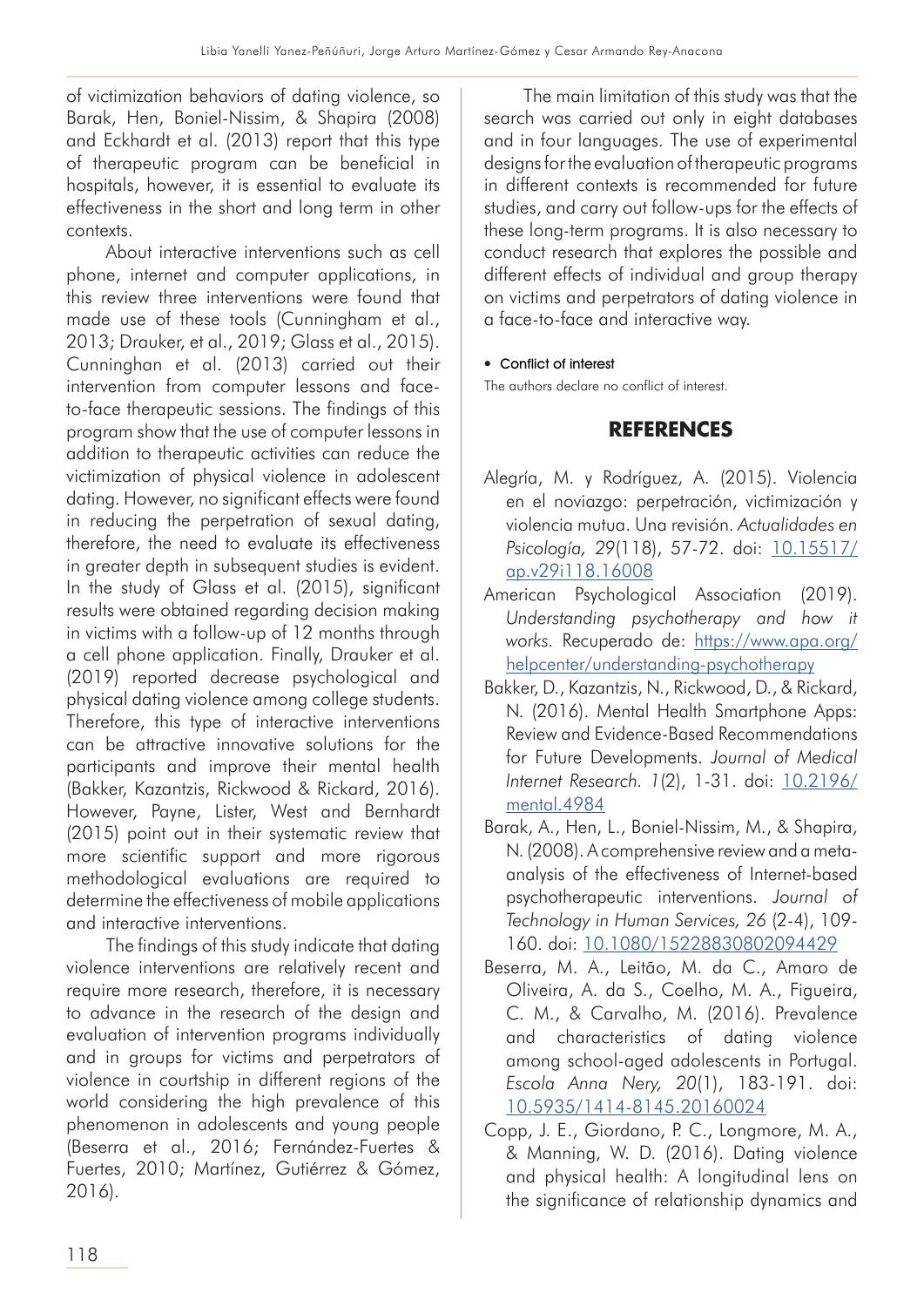of victimization behaviors of dating violence, so Barak, Hen, Boniel-Nissim, & Shapira (2008) and Eckhardt et al. (2013) report that this type of therapeutic program can be beneficial in hospitals, however, it is essential to evaluate its effectiveness in the short and long term in other contexts.

About interactive interventions such as cell phone, internet and computer applications, in this review three interventions were found that made use of these tools (Cunningham et al., 2013; Drauker, et al., 2019; Glass et al., 2015). Cunninghan et al. (2013) carried out their intervention from computer lessons and face-to-face therapeutic sessions. The findings of this program show that the use of computer lessons in addition to therapeutic activities can reduce the victimization of physical violence in adolescent dating. However, no significant effects were found in reducing the perpetration of sexual dating, therefore, the need to evaluate its effectiveness in greater depth in subsequent studies is evident. In the study of Glass et al. (2015), significant results were obtained regarding decision making in victims with a follow-up of 12 months through a cell phone application. Finally, Drauker et al. (2019) reported decrease psychological and physical dating violence among college students. Therefore, this type of interactive interventions can be attractive innovative solutions for the participants and improve their mental health (Bakker, Kazantzis, Rickwood & Rickard, 2016). However, Payne, Lister, West and Bernhardt (2015) point out in their systematic review that more scientific support and more rigorous methodological evaluations are required to determine the effectiveness of mobile applications and interactive interventions.

The findings of this study indicate that dating violence interventions are relatively recent and require more research, therefore, it is necessary to advance in the research of the design and evaluation of intervention programs individually and in groups for victims and perpetrators of violence in courtship in different regions of the world considering the high prevalence of this phenomenon in adolescents and young people (Beserra et al., 2016; Fernández-Fuertes & Fuertes, 2010; Martínez, Gutiérrez & Gómez, 2016).

The main limitation of this study was that the search was carried out only in eight databases and in four languages. The use of experimental designs for the evaluation of therapeutic programs in different contexts is recommended for future studies, and carry out follow-ups for the effects of these long-term programs. It is also necessary to conduct research that explores the possible and different effects of individual and group therapy on victims and perpetrators of dating violence in a face-to-face and interactive way.

- Conflict of interest

The authors declare no conflict of interest.

## REFERENCES

Alegría, M. y Rodríguez, A. (2015). Violencia en el noviazgo: perpetración, victimización y violencia mutua. Una revisión. *Actualidades en Psicología, 29*(118), 57-72. doi: 10.15517/ap.v29i118.16008

American Psychological Association (2019). *Understanding psychotherapy and how it works.* Recuperado de: https://www.apa.org/helpcenter/understanding-psychotherapy

Bakker, D., Kazantzis, N., Rickwood, D., & Rickard, N. (2016). Mental Health Smartphone Apps: Review and Evidence-Based Recommendations for Future Developments. *Journal of Medical Internet Research. 1*(2), 1-31. doi: 10.2196/mental.4984

Barak, A., Hen, L., Boniel-Nissim, M., & Shapira, N. (2008). A comprehensive review and a meta-analysis of the effectiveness of Internet-based psychotherapeutic interventions. *Journal of Technology in Human Services, 26* (2-4), 109-160. doi: 10.1080/15228830802094429

Beserra, M. A., Leitão, M. da C., Amaro de Oliveira, A. da S., Coelho, M. A., Figueira, C. M., & Carvalho, M. (2016). Prevalence and characteristics of dating violence among school-aged adolescents in Portugal. *Escola Anna Nery, 20*(1), 183-191. doi: 10.5935/1414-8145.20160024

Copp, J. E., Giordano, P. C., Longmore, M. A., & Manning, W. D. (2016). Dating violence and physical health: A longitudinal lens on the significance of relationship dynamics and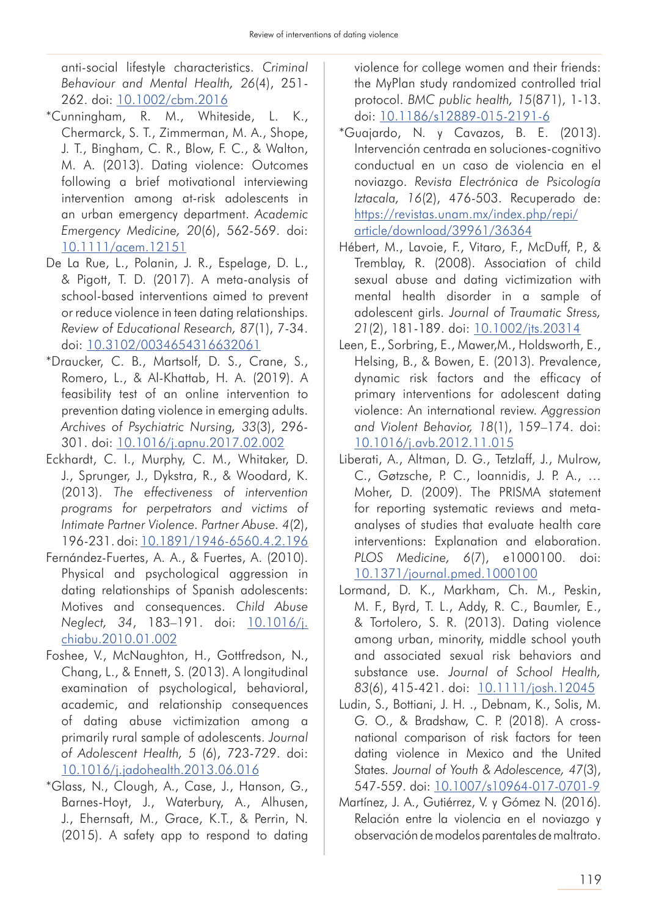anti-social lifestyle characteristics. *Criminal Behaviour and Mental Health, 26*(4), 251-262. doi: 10.1002/cbm.2016

*Cunningham, R. M., Whiteside, L. K., Chermarck, S. T., Zimmerman, M. A., Shope, J. T., Bingham, C. R., Blow, F. C., & Walton, M. A. (2013). Dating violence: Outcomes following a brief motivational interviewing intervention among at-risk adolescents in an urban emergency department. *Academic Emergency Medicine, 20*(6), 562-569. doi: 10.1111/acem.12151

De La Rue, L., Polanin, J. R., Espelage, D. L., & Pigott, T. D. (2017). A meta-analysis of school-based interventions aimed to prevent or reduce violence in teen dating relationships. *Review of Educational Research, 87*(1), 7-34. doi: 10.3102/0034654316632061

*Draucker, C. B., Martsolf, D. S., Crane, S., Romero, L., & Al-Khattab, H. A. (2019). A feasibility test of an online intervention to prevention dating violence in emerging adults. *Archives of Psychiatric Nursing, 33*(3), 296-301. doi: 10.1016/j.apnu.2017.02.002

Eckhardt, C. I., Murphy, C. M., Whitaker, D. J., Sprunger, J., Dykstra, R., & Woodard, K. (2013). *The effectiveness of intervention programs for perpetrators and victims of Intimate Partner Violence. Partner Abuse. 4*(2), 196-231. doi: 10.1891/1946-6560.4.2.196

Fernández-Fuertes, A. A., & Fuertes, A. (2010). Physical and psychological aggression in dating relationships of Spanish adolescents: Motives and consequences. *Child Abuse Neglect, 34*, 183–191. doi: 10.1016/j.chiabu.2010.01.002

Foshee, V., McNaughton, H., Gottfredson, N., Chang, L., & Ennett, S. (2013). A longitudinal examination of psychological, behavioral, academic, and relationship consequences of dating abuse victimization among a primarily rural sample of adolescents. *Journal of Adolescent Health, 5* (6), 723-729. doi: 10.1016/j.jadohealth.2013.06.016

*Glass, N., Clough, A., Case, J., Hanson, G., Barnes-Hoyt, J., Waterbury, A., Alhusen, J., Ehernsaft, M., Grace, K.T., & Perrin, N. (2015). A safety app to respond to dating violence for college women and their friends: the MyPlan study randomized controlled trial protocol. *BMC public health, 15*(871), 1-13. doi: 10.1186/s12889-015-2191-6

*Guajardo, N. y Cavazos, B. E. (2013). Intervención centrada en soluciones-cognitivo conductual en un caso de violencia en el noviazgo. *Revista Electrónica de Psicología Iztacala, 16*(2), 476-503. Recuperado de: https://revistas.unam.mx/index.php/repi/article/download/39961/36364

Hébert, M., Lavoie, F., Vitaro, F., McDuff, P., & Tremblay, R. (2008). Association of child sexual abuse and dating victimization with mental health disorder in a sample of adolescent girls. *Journal of Traumatic Stress, 21*(2), 181-189. doi: 10.1002/jts.20314

Leen, E., Sorbring, E., Mawer,M., Holdsworth, E., Helsing, B., & Bowen, E. (2013). Prevalence, dynamic risk factors and the efficacy of primary interventions for adolescent dating violence: An international review. *Aggression and Violent Behavior, 18*(1), 159–174. doi: 10.1016/j.avb.2012.11.015

Liberati, A., Altman, D. G., Tetzlaff, J., Mulrow, C., Gøtzsche, P. C., Ioannidis, J. P. A., … Moher, D. (2009). The PRISMA statement for reporting systematic reviews and meta-analyses of studies that evaluate health care interventions: Explanation and elaboration. *PLOS Medicine, 6*(7), e1000100. doi: 10.1371/journal.pmed.1000100

Lormand, D. K., Markham, Ch. M., Peskin, M. F., Byrd, T. L., Addy, R. C., Baumler, E., & Tortolero, S. R. (2013). Dating violence among urban, minority, middle school youth and associated sexual risk behaviors and substance use. *Journal of School Health, 83*(6), 415-421. doi: 10.1111/josh.12045

Ludin, S., Bottiani, J. H. ., Debnam, K., Solis, M. G. O., & Bradshaw, C. P. (2018). A cross-national comparison of risk factors for teen dating violence in Mexico and the United States. *Journal of Youth & Adolescence, 47*(3), 547-559. doi: 10.1007/s10964-017-0701-9

Martínez, J. A., Gutiérrez, V. y Gómez N. (2016). Relación entre la violencia en el noviazgo y observación de modelos parentales de maltrato.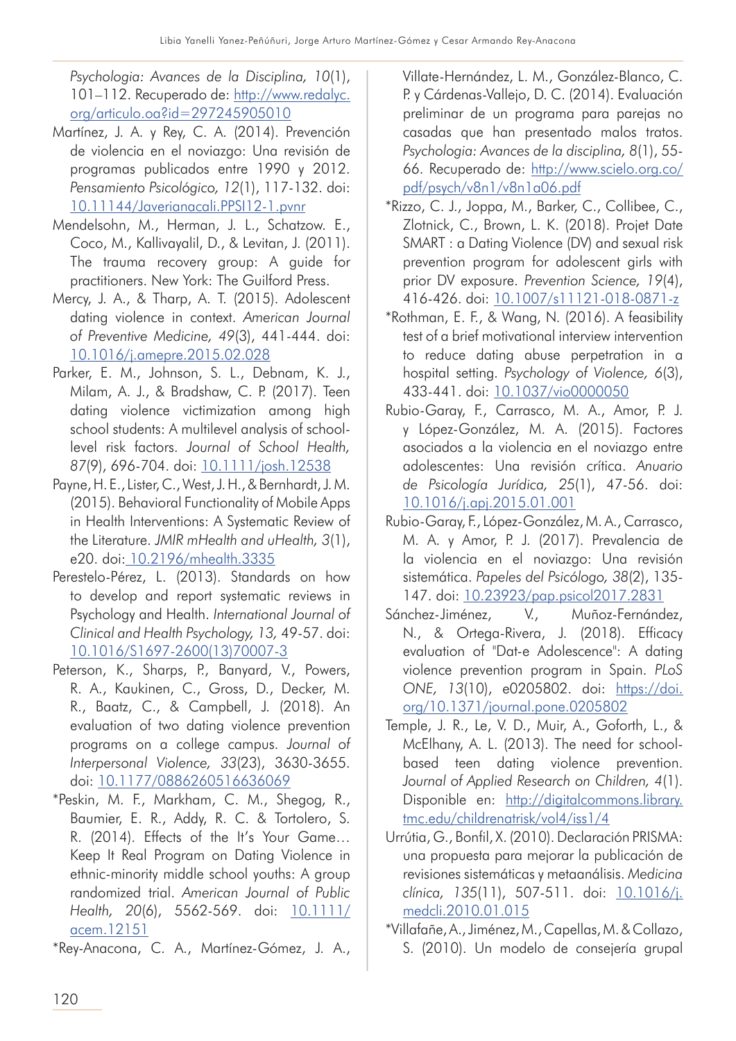*Psychologia: Avances de la Disciplina, 10*(1), 101–112. Recuperado de: http://www.redalyc.org/articulo.oa?id=297245905010

Martínez, J. A. y Rey, C. A. (2014). Prevención de violencia en el noviazgo: Una revisión de programas publicados entre 1990 y 2012. *Pensamiento Psicológico, 12*(1), 117-132. doi: 10.11144/Javerianacali.PPSI12-1.pvnr

Mendelsohn, M., Herman, J. L., Schatzow. E., Coco, M., Kallivayalil, D., & Levitan, J. (2011). The trauma recovery group: A guide for practitioners. New York: The Guilford Press.

Mercy, J. A., & Tharp, A. T. (2015). Adolescent dating violence in context. *American Journal of Preventive Medicine, 49*(3), 441-444. doi: 10.1016/j.amepre.2015.02.028

Parker, E. M., Johnson, S. L., Debnam, K. J., Milam, A. J., & Bradshaw, C. P. (2017). Teen dating violence victimization among high school students: A multilevel analysis of school-level risk factors. *Journal of School Health, 87*(9), 696-704. doi: 10.1111/josh.12538

Payne, H. E., Lister, C., West, J. H., & Bernhardt, J. M. (2015). Behavioral Functionality of Mobile Apps in Health Interventions: A Systematic Review of the Literature. *JMIR mHealth and uHealth, 3*(1), e20. doi: 10.2196/mhealth.3335

Perestelo-Pérez, L. (2013). Standards on how to develop and report systematic reviews in Psychology and Health. *International Journal of Clinical and Health Psychology, 13,* 49-57. doi: 10.1016/S1697-2600(13)70007-3

Peterson, K., Sharps, P., Banyard, V., Powers, R. A., Kaukinen, C., Gross, D., Decker, M. R., Baatz, C., & Campbell, J. (2018). An evaluation of two dating violence prevention programs on a college campus. *Journal of Interpersonal Violence, 33*(23), 3630-3655. doi: 10.1177/0886260516636069

*Peskin, M. F., Markham, C. M., Shegog, R., Baumier, E. R., Addy, R. C. & Tortolero, S. R. (2014). Effects of the It's Your Game… Keep It Real Program on Dating Violence in ethnic-minority middle school youths: A group randomized trial. *American Journal of Public Health, 20*(6), 5562-569. doi: 10.1111/acem.12151

*Rey-Anacona, C. A., Martínez-Gómez, J. A., Villate-Hernández, L. M., González-Blanco, C. P. y Cárdenas-Vallejo, D. C. (2014). Evaluación preliminar de un programa para parejas no casadas que han presentado malos tratos. *Psychologia: Avances de la disciplina, 8*(1), 55-66. Recuperado de: http://www.scielo.org.co/pdf/psych/v8n1/v8n1a06.pdf

*Rizzo, C. J., Joppa, M., Barker, C., Collibee, C., Zlotnick, C., Brown, L. K. (2018). Projet Date SMART : a Dating Violence (DV) and sexual risk prevention program for adolescent girls with prior DV exposure. *Prevention Science, 19*(4), 416-426. doi: 10.1007/s11121-018-0871-z

*Rothman, E. F., & Wang, N. (2016). A feasibility test of a brief motivational interview intervention to reduce dating abuse perpetration in a hospital setting. *Psychology of Violence, 6*(3), 433-441. doi: 10.1037/vio0000050

Rubio-Garay, F., Carrasco, M. A., Amor, P. J. y López-González, M. A. (2015). Factores asociados a la violencia en el noviazgo entre adolescentes: Una revisión crítica. *Anuario de Psicología Jurídica, 25*(1), 47-56. doi: 10.1016/j.apj.2015.01.001

Rubio-Garay, F., López-González, M. A., Carrasco, M. A. y Amor, P. J. (2017). Prevalencia de la violencia en el noviazgo: Una revisión sistemática. *Papeles del Psicólogo, 38*(2), 135-147. doi: 10.23923/pap.psicol2017.2831

Sánchez-Jiménez, V., Muñoz-Fernández, N., & Ortega-Rivera, J. (2018). Efficacy evaluation of "Dat-e Adolescence": A dating violence prevention program in Spain. *PLoS ONE, 13*(10), e0205802. doi: https://doi.org/10.1371/journal.pone.0205802

Temple, J. R., Le, V. D., Muir, A., Goforth, L., & McElhany, A. L. (2013). The need for school-based teen dating violence prevention. *Journal of Applied Research on Children, 4*(1). Disponible en: http://digitalcommons.library.tmc.edu/childrenatrisk/vol4/iss1/4

Urrútia, G., Bonfil, X. (2010). Declaración PRISMA: una propuesta para mejorar la publicación de revisiones sistemáticas y metaanálisis. *Medicina clínica, 135*(11), 507-511. doi: 10.1016/j.medcli.2010.01.015

*Villafañe, A., Jiménez, M., Capellas, M. & Collazo, S. (2010). Un modelo de consejería grupal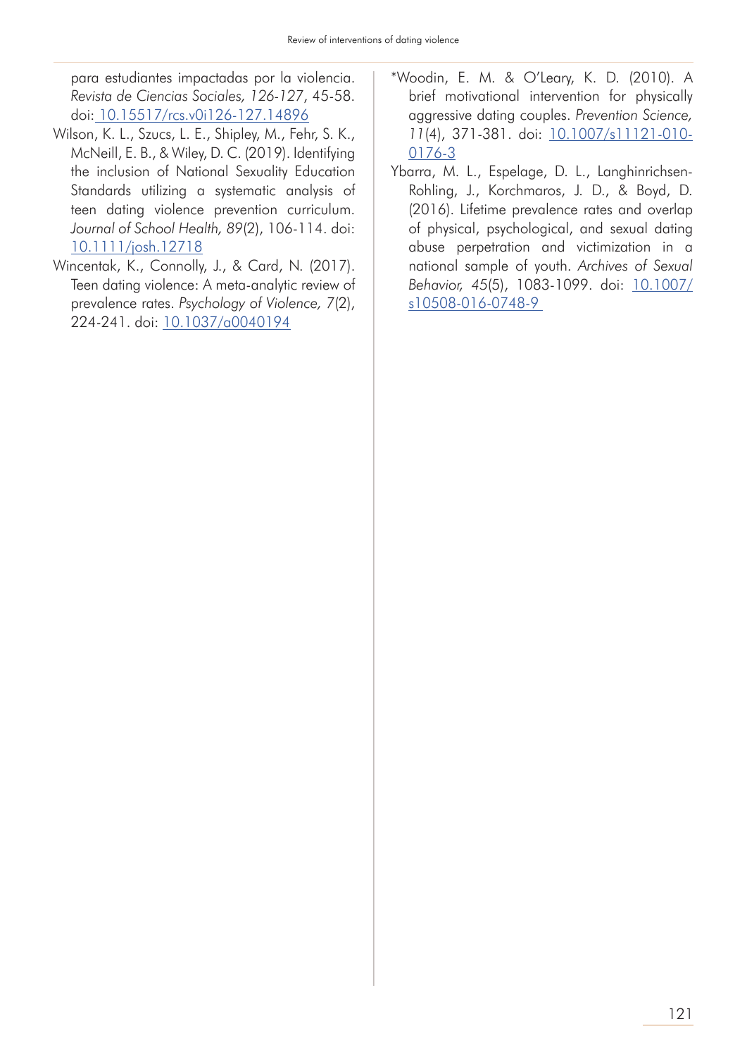para estudiantes impactadas por la violencia. *Revista de Ciencias Sociales, 126-127*, 45-58. doi: 10.15517/rcs.v0i126-127.14896

Wilson, K. L., Szucs, L. E., Shipley, M., Fehr, S. K., McNeill, E. B., & Wiley, D. C. (2019). Identifying the inclusion of National Sexuality Education Standards utilizing a systematic analysis of teen dating violence prevention curriculum. *Journal of School Health, 89*(2), 106-114. doi: 10.1111/josh.12718

Wincentak, K., Connolly, J., & Card, N. (2017). Teen dating violence: A meta-analytic review of prevalence rates. *Psychology of Violence, 7*(2), 224-241. doi: 10.1037/a0040194

*Woodin, E. M. & O'Leary, K. D. (2010). A brief motivational intervention for physically aggressive dating couples. *Prevention Science, 11*(4), 371-381. doi: 10.1007/s11121-010-0176-3

Ybarra, M. L., Espelage, D. L., Langhinrichsen-Rohling, J., Korchmaros, J. D., & Boyd, D. (2016). Lifetime prevalence rates and overlap of physical, psychological, and sexual dating abuse perpetration and victimization in a national sample of youth. *Archives of Sexual Behavior, 45*(5), 1083-1099. doi: 10.1007/s10508-016-0748-9